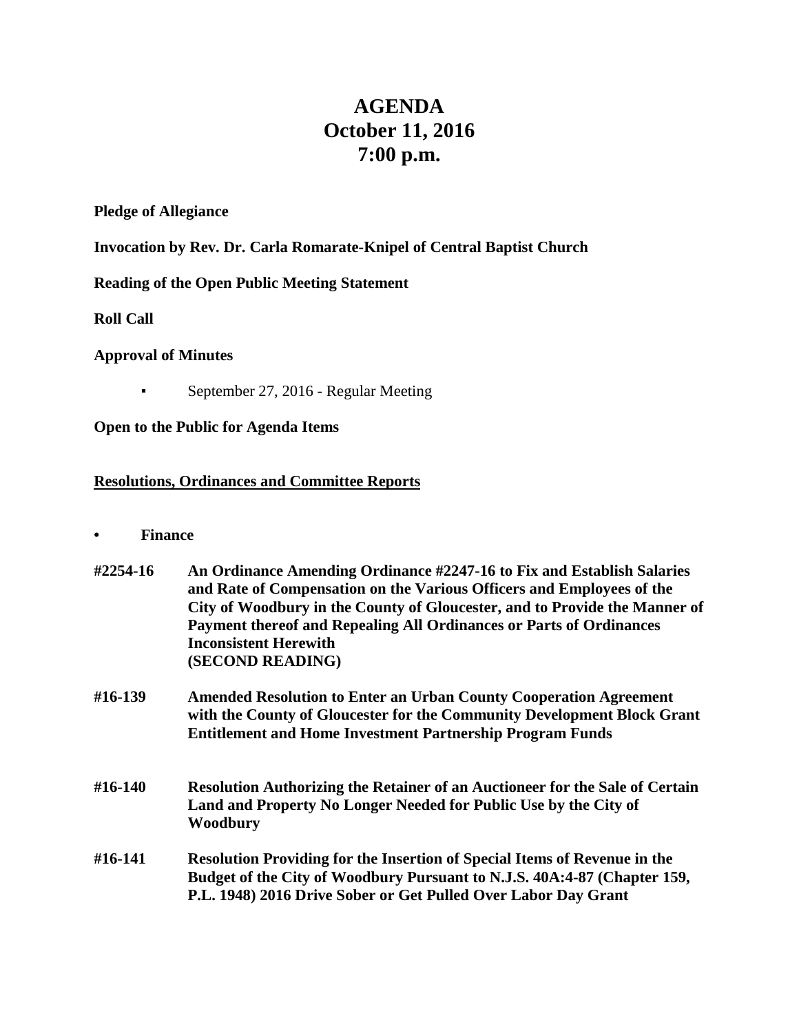# AGENDA
# October 11, 2016
# 7:00 p.m.

**Pledge of Allegiance**

**Invocation by Rev. Dr. Carla Romarate-Knipel of Central Baptist Church**

**Reading of the Open Public Meeting Statement**

**Roll Call**

**Approval of Minutes**

- September 27, 2016 - Regular Meeting

**Open to the Public for Agenda Items**

## Resolutions, Ordinances and Committee Reports

- **Finance**

| | |
|---|---|
| **#2254-16** | **An Ordinance Amending Ordinance #2247-16 to Fix and Establish Salaries and Rate of Compensation on the Various Officers and Employees of the City of Woodbury in the County of Gloucester, and to Provide the Manner of Payment thereof and Repealing All Ordinances or Parts of Ordinances Inconsistent Herewith (SECOND READING)** |
| **#16-139** | **Amended Resolution to Enter an Urban County Cooperation Agreement with the County of Gloucester for the Community Development Block Grant Entitlement and Home Investment Partnership Program Funds** |
| **#16-140** | **Resolution Authorizing the Retainer of an Auctioneer for the Sale of Certain Land and Property No Longer Needed for Public Use by the City of Woodbury** |
| **#16-141** | **Resolution Providing for the Insertion of Special Items of Revenue in the Budget of the City of Woodbury Pursuant to N.J.S. 40A:4-87 (Chapter 159, P.L. 1948) 2016 Drive Sober or Get Pulled Over Labor Day Grant** |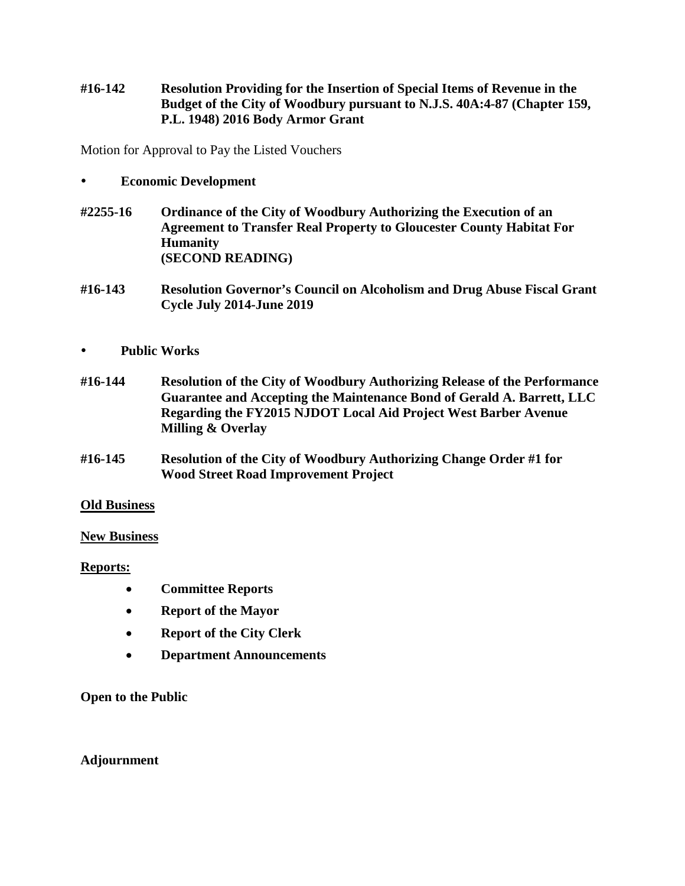**#16-142 Resolution Providing for the Insertion of Special Items of Revenue in the Budget of the City of Woodbury pursuant to N.J.S. 40A:4-87 (Chapter 159, P.L. 1948) 2016 Body Armor Grant**

Motion for Approval to Pay the Listed Vouchers

- **Economic Development**

**#2255-16 Ordinance of the City of Woodbury Authorizing the Execution of an Agreement to Transfer Real Property to Gloucester County Habitat For Humanity (SECOND READING)**

**#16-143 Resolution Governor's Council on Alcoholism and Drug Abuse Fiscal Grant Cycle July 2014-June 2019**

- **Public Works**

**#16-144 Resolution of the City of Woodbury Authorizing Release of the Performance Guarantee and Accepting the Maintenance Bond of Gerald A. Barrett, LLC Regarding the FY2015 NJDOT Local Aid Project West Barber Avenue Milling & Overlay**

**#16-145 Resolution of the City of Woodbury Authorizing Change Order #1 for Wood Street Road Improvement Project**

**Old Business**

**New Business**

**Reports:**

- **Committee Reports**
- **Report of the Mayor**
- **Report of the City Clerk**
- **Department Announcements**

**Open to the Public**

**Adjournment**